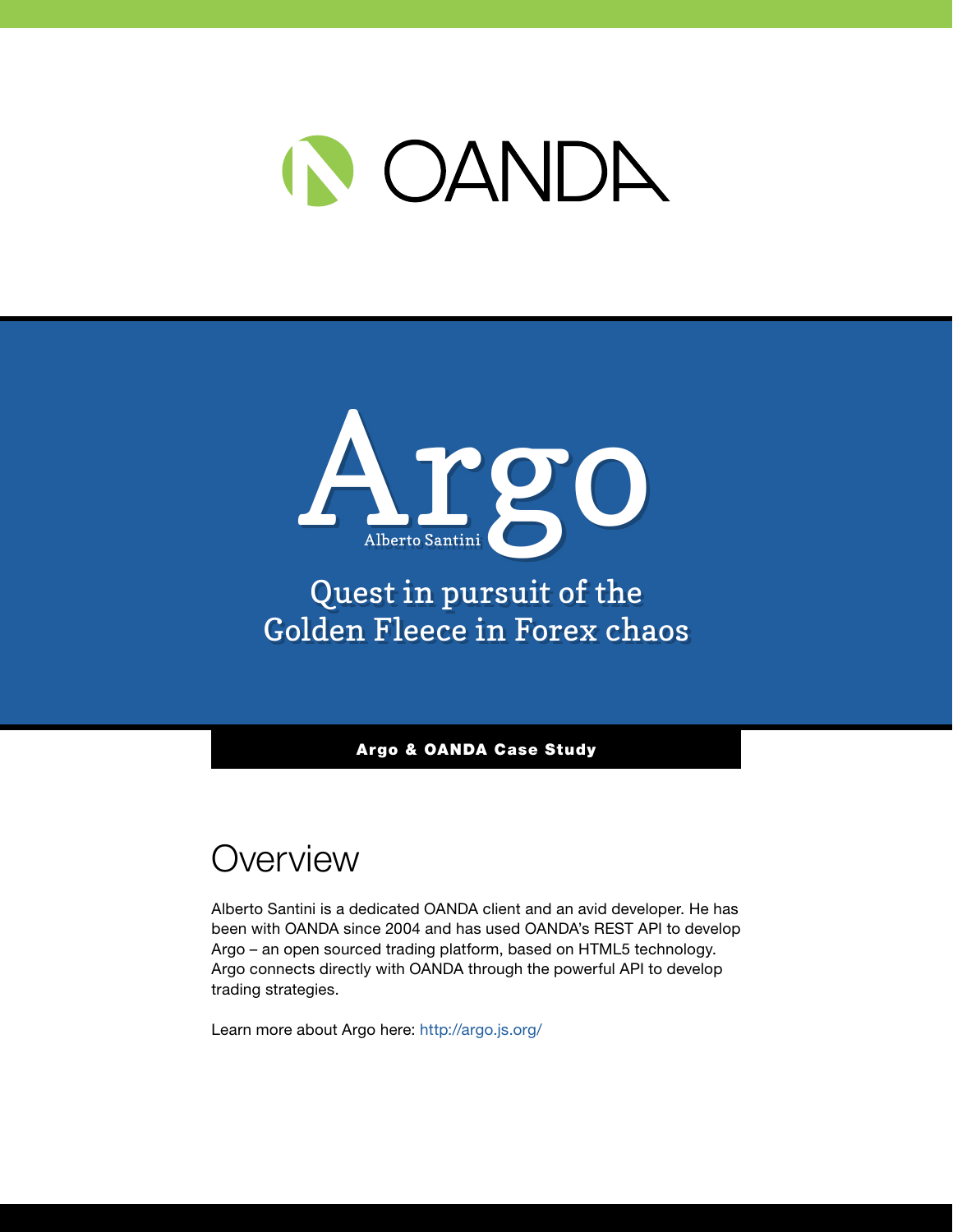OANDA

# Argo

Alberto Santini

## Quest in pursuit of the Golden Fleece in Forex chaos

**Argo & OANDA Case Study**

## Overview

Alberto Santini is a dedicated OANDA client and an avid developer. He has been with OANDA since 2004 and has used OANDA's REST API to develop Argo – an open sourced trading platform, based on HTML5 technology. Argo connects directly with OANDA through the powerful API to develop trading strategies.

Learn more about Argo here: http://argo.js.org/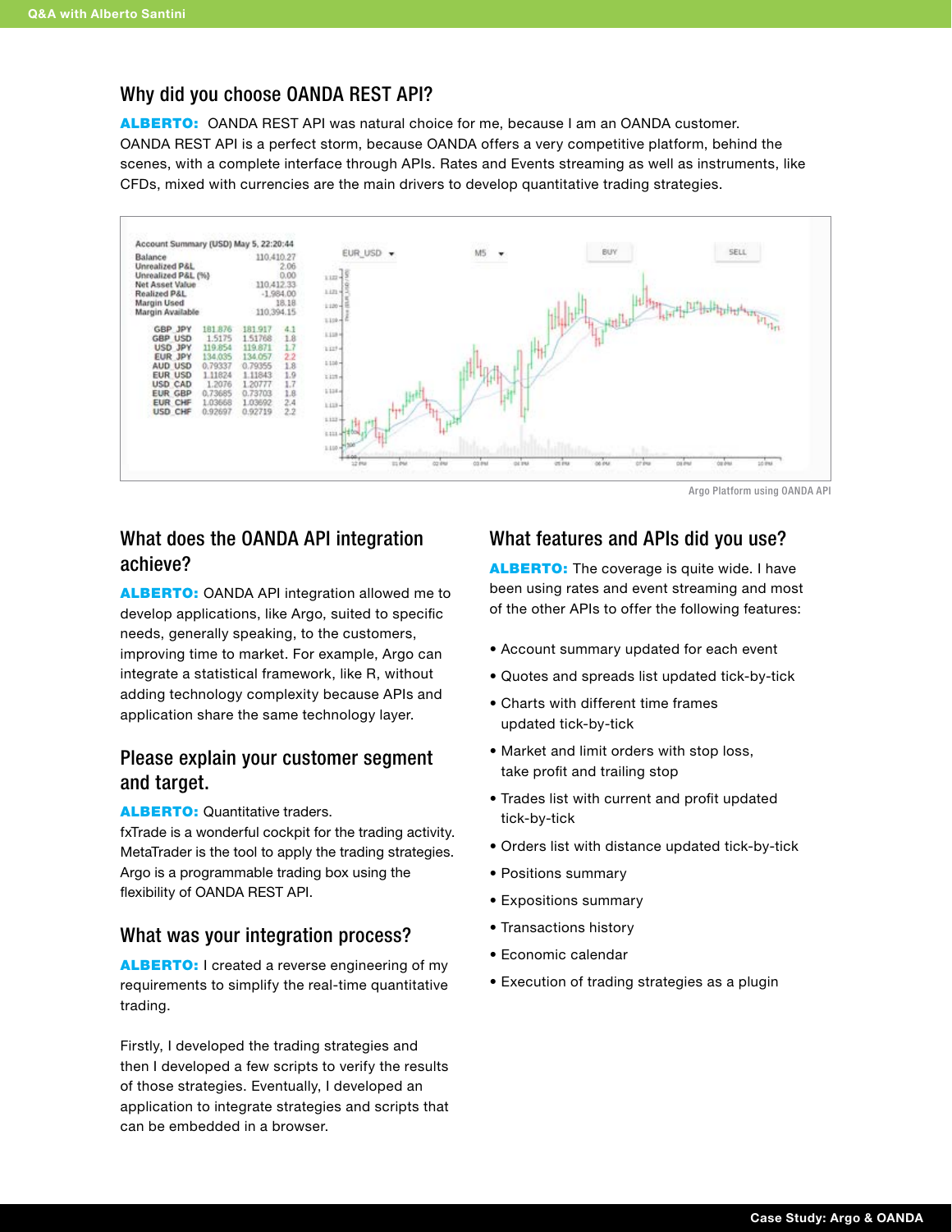## Why did you choose OANDA REST API?

**ALBERTO:** OANDA REST API was natural choice for me, because I am an OANDA customer. OANDA REST API is a perfect storm, because OANDA offers a very competitive platform, behind the scenes, with a complete interface through APIs. Rates and Events streaming as well as instruments, like CFDs, mixed with currencies are the main drivers to develop quantitative trading strategies.

Argo Platform using OANDA API

## What does the OANDA API integration achieve?

**ALBERTO:** OANDA API integration allowed me to develop applications, like Argo, suited to specific needs, generally speaking, to the customers, improving time to market. For example, Argo can integrate a statistical framework, like R, without adding technology complexity because APIs and application share the same technology layer.

## Please explain your customer segment and target.

**ALBERTO:** Quantitative traders.
fxTrade is a wonderful cockpit for the trading activity. MetaTrader is the tool to apply the trading strategies. Argo is a programmable trading box using the flexibility of OANDA REST API.

## What was your integration process?

**ALBERTO:** I created a reverse engineering of my requirements to simplify the real-time quantitative trading.

Firstly, I developed the trading strategies and then I developed a few scripts to verify the results of those strategies. Eventually, I developed an application to integrate strategies and scripts that can be embedded in a browser.

## What features and APIs did you use?

**ALBERTO:** The coverage is quite wide. I have been using rates and event streaming and most of the other APIs to offer the following features:

- Account summary updated for each event
- Quotes and spreads list updated tick-by-tick
- Charts with different time frames updated tick-by-tick
- Market and limit orders with stop loss, take profit and trailing stop
- Trades list with current and profit updated tick-by-tick
- Orders list with distance updated tick-by-tick
- Positions summary
- Expositions summary
- Transactions history
- Economic calendar
- Execution of trading strategies as a plugin